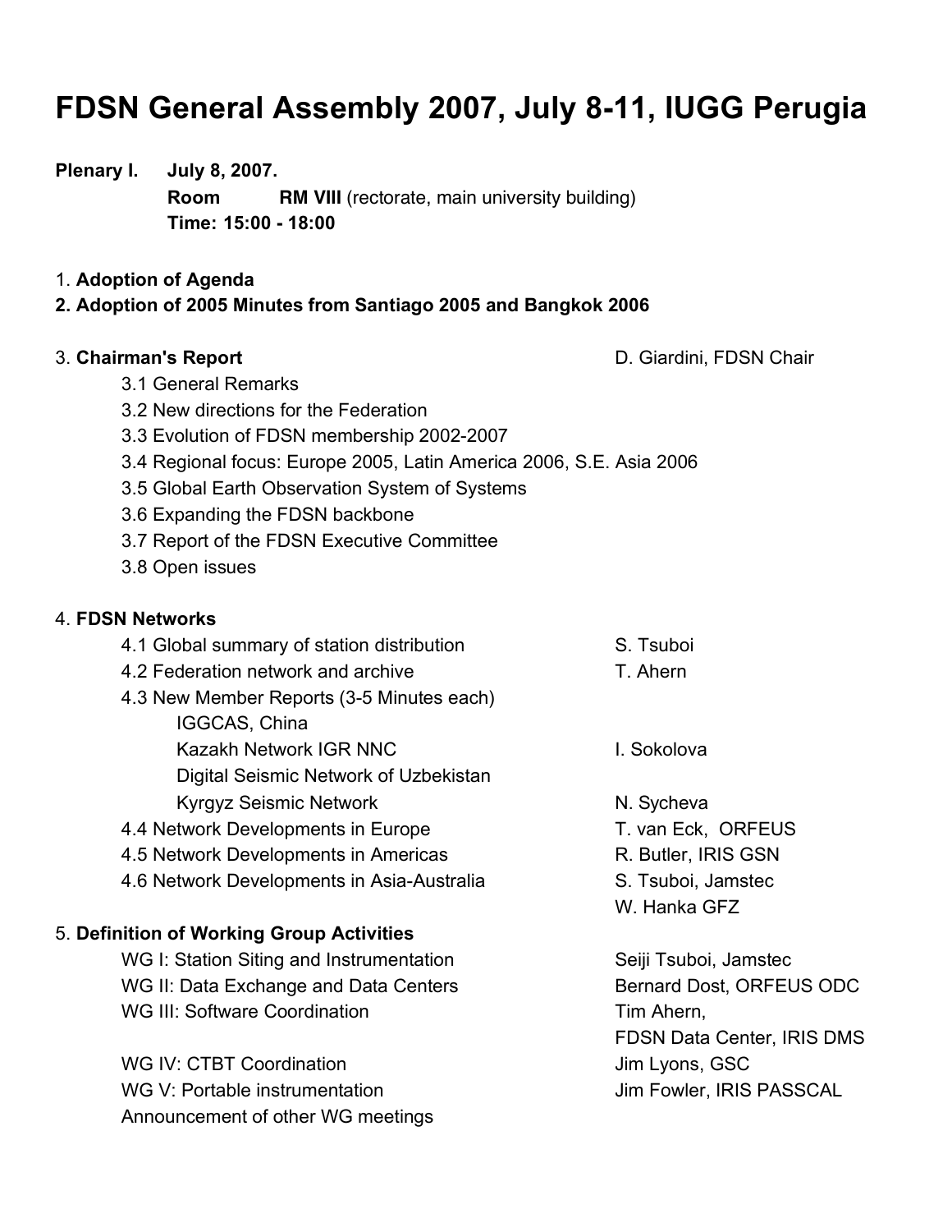# FDSN General Assembly 2007, July 8-11, IUGG Perugia

**Plenary I.** **July 8, 2007.**
**Room** **RM VIII** (rectorate, main university building)
**Time: 15:00 - 18:00**

1. **Adoption of Agenda**

**2. Adoption of 2005 Minutes from Santiago 2005 and Bangkok 2006**

3. **Chairman's Report** — D. Giardini, FDSN Chair
   - 3.1 General Remarks
   - 3.2 New directions for the Federation
   - 3.3 Evolution of FDSN membership 2002-2007
   - 3.4 Regional focus: Europe 2005, Latin America 2006, S.E. Asia 2006
   - 3.5 Global Earth Observation System of Systems
   - 3.6 Expanding the FDSN backbone
   - 3.7 Report of the FDSN Executive Committee
   - 3.8 Open issues

4. **FDSN Networks**
   - 4.1 Global summary of station distribution — S. Tsuboi
   - 4.2 Federation network and archive — T. Ahern
   - 4.3 New Member Reports (3-5 Minutes each)
     - IGGCAS, China
     - Kazakh Network IGR NNC — I. Sokolova
     - Digital Seismic Network of Uzbekistan
     - Kyrgyz Seismic Network — N. Sycheva
   - 4.4 Network Developments in Europe — T. van Eck, ORFEUS
   - 4.5 Network Developments in Americas — R. Butler, IRIS GSN
   - 4.6 Network Developments in Asia-Australia — S. Tsuboi, Jamstec; W. Hanka GFZ

5. **Definition of Working Group Activities**
   - WG I: Station Siting and Instrumentation — Seiji Tsuboi, Jamstec
   - WG II: Data Exchange and Data Centers — Bernard Dost, ORFEUS ODC
   - WG III: Software Coordination — Tim Ahern, FDSN Data Center, IRIS DMS
   - WG IV: CTBT Coordination — Jim Lyons, GSC
   - WG V: Portable instrumentation — Jim Fowler, IRIS PASSCAL
   - Announcement of other WG meetings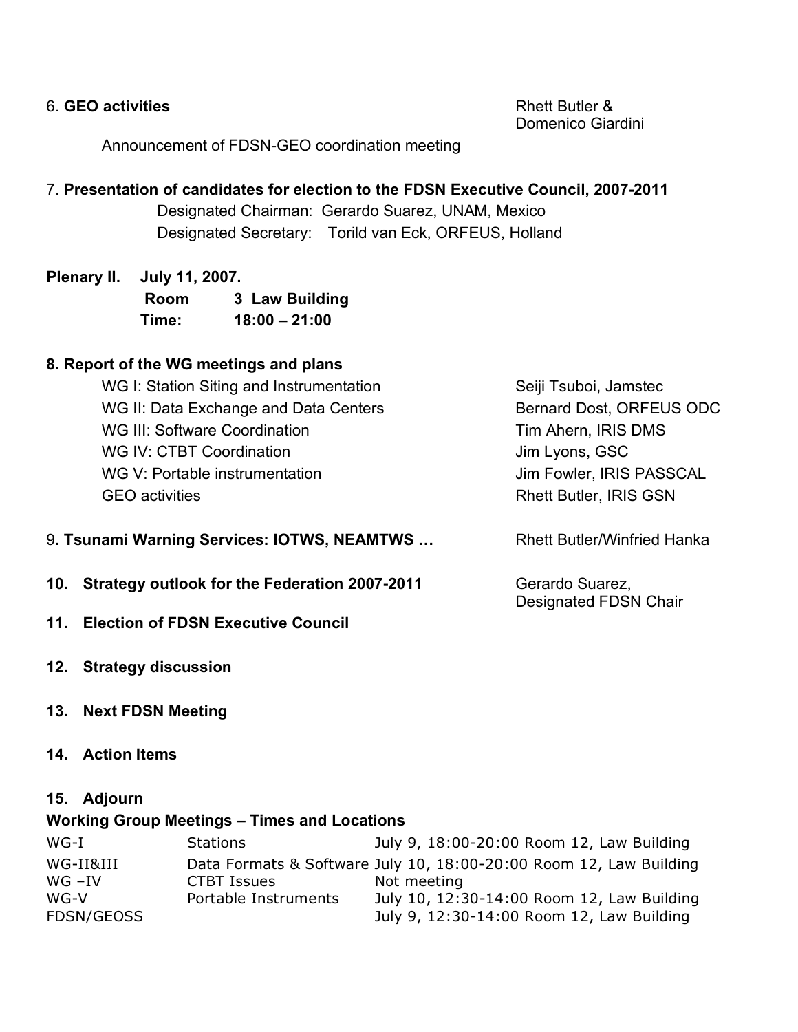6. **GEO activities** — Rhett Butler & Domenico Giardini

Announcement of FDSN-GEO coordination meeting

7. **Presentation of candidates for election to the FDSN Executive Council, 2007-2011**

Designated Chairman: Gerardo Suarez, UNAM, Mexico

Designated Secretary: Torild van Eck, ORFEUS, Holland

**Plenary II. July 11, 2007.**

**Room 3 Law Building**

**Time: 18:00 – 21:00**

**8. Report of the WG meetings and plans**

| | |
|---|---|
| WG I: Station Siting and Instrumentation | Seiji Tsuboi, Jamstec |
| WG II: Data Exchange and Data Centers | Bernard Dost, ORFEUS ODC |
| WG III: Software Coordination | Tim Ahern, IRIS DMS |
| WG IV: CTBT Coordination | Jim Lyons, GSC |
| WG V: Portable instrumentation | Jim Fowler, IRIS PASSCAL |
| GEO activities | Rhett Butler, IRIS GSN |

9**. Tsunami Warning Services: IOTWS, NEAMTWS …** — Rhett Butler/Winfried Hanka

**10. Strategy outlook for the Federation 2007-2011** — Gerardo Suarez, Designated FDSN Chair

**11. Election of FDSN Executive Council**

**12. Strategy discussion**

**13. Next FDSN Meeting**

**14. Action Items**

**15. Adjourn**

**Working Group Meetings – Times and Locations**

| | | |
|---|---|---|
| WG-I | Stations | July 9, 18:00-20:00 Room 12, Law Building |
| WG-II&III | Data Formats & Software | July 10, 18:00-20:00 Room 12, Law Building |
| WG –IV | CTBT Issues | Not meeting |
| WG-V | Portable Instruments | July 10, 12:30-14:00 Room 12, Law Building |
| FDSN/GEOSS | | July 9, 12:30-14:00 Room 12, Law Building |